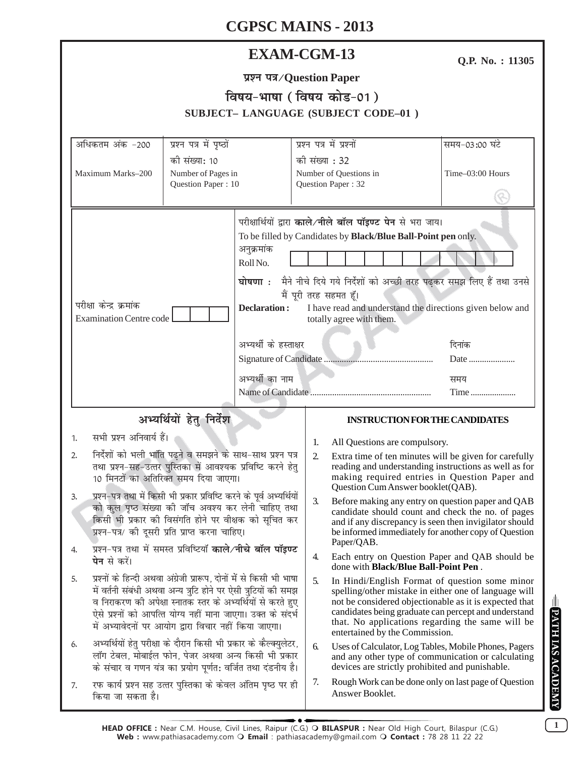# CGPSC MAINS - 2013

## EXAM-CGM-13

**Q.P. No. : 11305**

**प्रश्न पत्र/Question Paper**

**विषय-भाषा ( विषय कोड-01 )**

**SUBJECT– LANGUAGE (SUBJECT CODE–01 )**

| अधिकतम अंक -200<br>Maximum Marks–200 | प्रश्न पत्र में पृष्ठों की संख्या: 10<br>Number of Pages in Question Paper : 10 | प्रश्न पत्र में प्रश्नों की संख्या : 32<br>Number of Questions in Question Paper : 32 | समय-03:00 घंटे<br>Time–03:00 Hours |
|---|---|---|---|

परीक्षार्थियों द्वारा **काले/नीले बॉल पॉइण्ट पेन** से भरा जाय।
To be filled by Candidates by **Black/Blue Ball-Point pen** only.

अनुक्रमांक / Roll No.

परीक्षा केन्द्र क्रमांक / Examination Centre code

**घोषणा :** मैने नीचे दिये गये निर्देशों को अच्छी तरह पढ़कर समझ लिए हैं तथा उनसे मैं पूरी तरह सहमत हूँ।

**Declaration :** I have read and understand the directions given below and totally agree with them.

अभ्यर्थी के हस्ताक्षर / Signature of Candidate ................................................ दिनांक / Date .....................

अभ्यर्थी का नाम / Name of Candidate ...................................................... समय / Time .....................

### अभ्यर्थियों हेतु निर्देश

1. सभी प्रश्न अनिवार्य हैं।
2. निर्देशों को भली भांति पढ़ने व समझने के साथ-साथ प्रश्न पत्र तथा प्रश्न-सह-उत्तर पुस्तिका में आवश्यक प्रविष्टि करने हेतु 10 मिनटों का अतिरिक्त समय दिया जाएगा।
3. प्रश्न-पत्र तथा में किसी भी प्रकार प्रविष्टि करने के पूर्व अभ्यर्थियों को कुल पृष्ठ संख्या की जाँच अवश्य कर लेनी चाहिए तथा किसी भी प्रकार की विसंगति होने पर वीक्षक को सूचित कर प्रश्न-पत्र/ की दूसरी प्रति प्राप्त करना चाहिए।
4. प्रश्न-पत्र तथा में समस्त प्रविष्टियाँ **काले/नीले बॉल पॉइण्ट पेन** से करें।
5. प्रश्नों के हिन्दी अथवा अंग्रेजी प्रारूप, दोनों में से किसी भी भाषा में वर्तनी संबंधी अथवा अन्य त्रुटि होने पर ऐसी त्रुटियों की समझ व निराकरण की अपेक्षा स्नातक स्तर के अभ्यर्थियों से करते हुए ऐसे प्रश्नों को आपत्ति योग्य नहीं माना जाएगा। उक्त के संदर्भ में अभ्यावेदनों पर आयोग द्वारा विचार नहीं किया जाएगा।
6. अभ्यर्थियों हेतु परीक्षा के दौरान किसी भी प्रकार के कैल्क्युलेटर, लॉग टेबल, मोबाईल फोन, पेजर अथवा अन्य किसी भी प्रकार के संचार व गणन यंत्र का प्रयोग पूर्णत: वर्जित तथा दंडनीय है।
7. रफ कार्य प्रश्न सह उत्तर पुस्तिका के केवल अंतिम पृष्ठ पर ही किया जा सकता है।

### INSTRUCTION FOR THE CANDIDATES

1. All Questions are compulsory.
2. Extra time of ten minutes will be given for carefully reading and understanding instructions as well as for making required entries in Question Paper and Question Cum Answer booklet(QAB).
3. Before making any entry on question paper and QAB candidate should count and check the no. of pages and if any discrepancy is seen then invigilator should be informed immediately for another copy of Question Paper/QAB.
4. Each entry on Question Paper and QAB should be done with **Black/Blue Ball-Point Pen** .
5. In Hindi/English Format of question some minor spelling/other mistake in either one of language will not be considered objectionable as it is expected that candidates being graduate can percept and understand that. No applications regarding the same will be entertained by the Commission.
6. Uses of Calculator, Log Tables, Mobile Phones, Pagers and any other type of communication or calculating devices are strictly prohibited and punishable.
7. Rough Work can be done only on last page of Question Answer Booklet.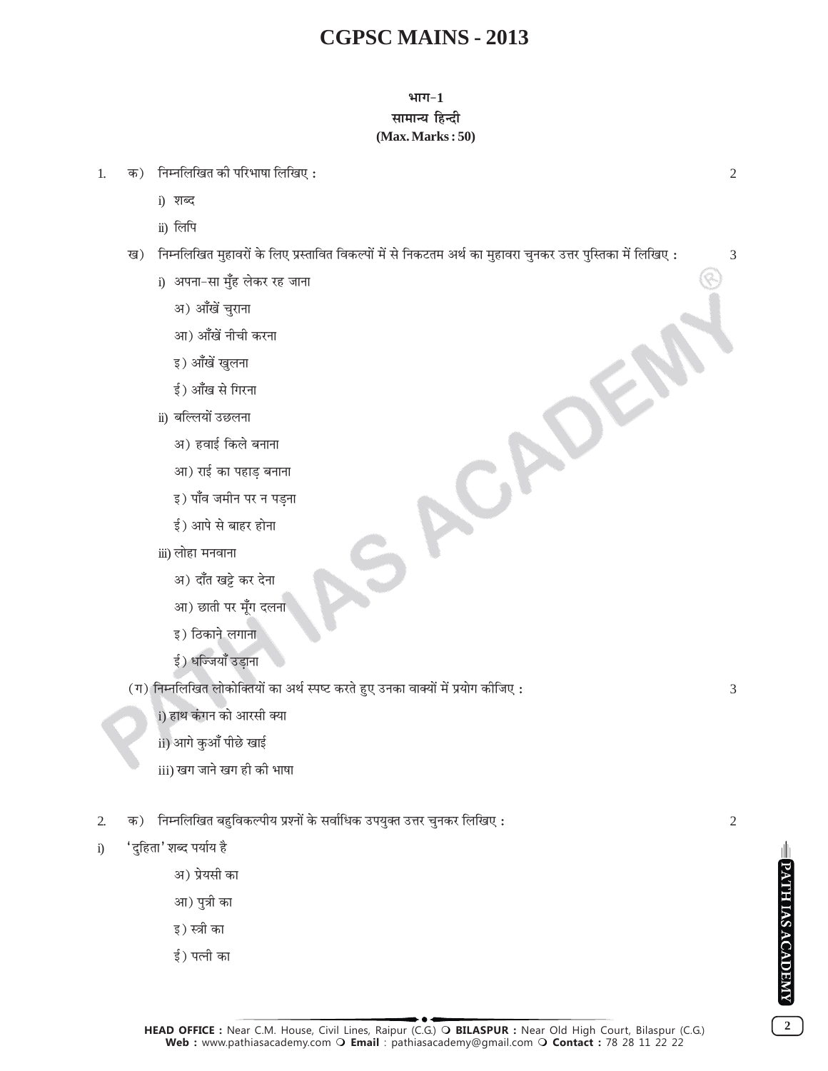## भाग-1

### सामान्य हिन्दी

**(Max. Marks : 50)**

1. क) निम्नलिखित की परिभाषा लिखिए : 2

   i) शब्द

   ii) लिपि

   ख) निम्नलिखित मुहावरों के लिए प्रस्तावित विकल्पों में से निकटतम अर्थ का मुहावरा चुनकर उत्तर पुस्तिका में लिखिए : 3

   i) अपना-सा मुँह लेकर रह जाना

   अ) आँखें चुराना

   आ) आँखें नीची करना

   इ) आँखें खुलना

   ई) आँख से गिरना

   ii) बल्लियों उछलना

   अ) हवाई किले बनाना

   आ) राई का पहाड़ बनाना

   इ) पाँव जमीन पर न पड़ना

   ई) आपे से बाहर होना

   iii) लोहा मनवाना

   अ) दाँत खट्टे कर देना

   आ) छाती पर मूँग दलना

   इ) ठिकाने लगाना

   ई) धज्जियाँ उड़ाना

   (ग) निम्नलिखित लोकोक्तियों का अर्थ स्पष्ट करते हुए उनका वाक्यों में प्रयोग कीजिए : 3

   i) हाथ कंगन को आरसी क्या

   ii) आगे कुआँ पीछे खाई

   iii) खग जाने खग ही की भाषा

2. क) निम्नलिखित बहुविकल्पीय प्रश्नों के सर्वाधिक उपयुक्त उत्तर चुनकर लिखिए : 2

i) 'दुहिता' शब्द पर्याय है

   अ) प्रेयसी का

   आ) पुत्री का

   इ) स्त्री का

   ई) पत्नी का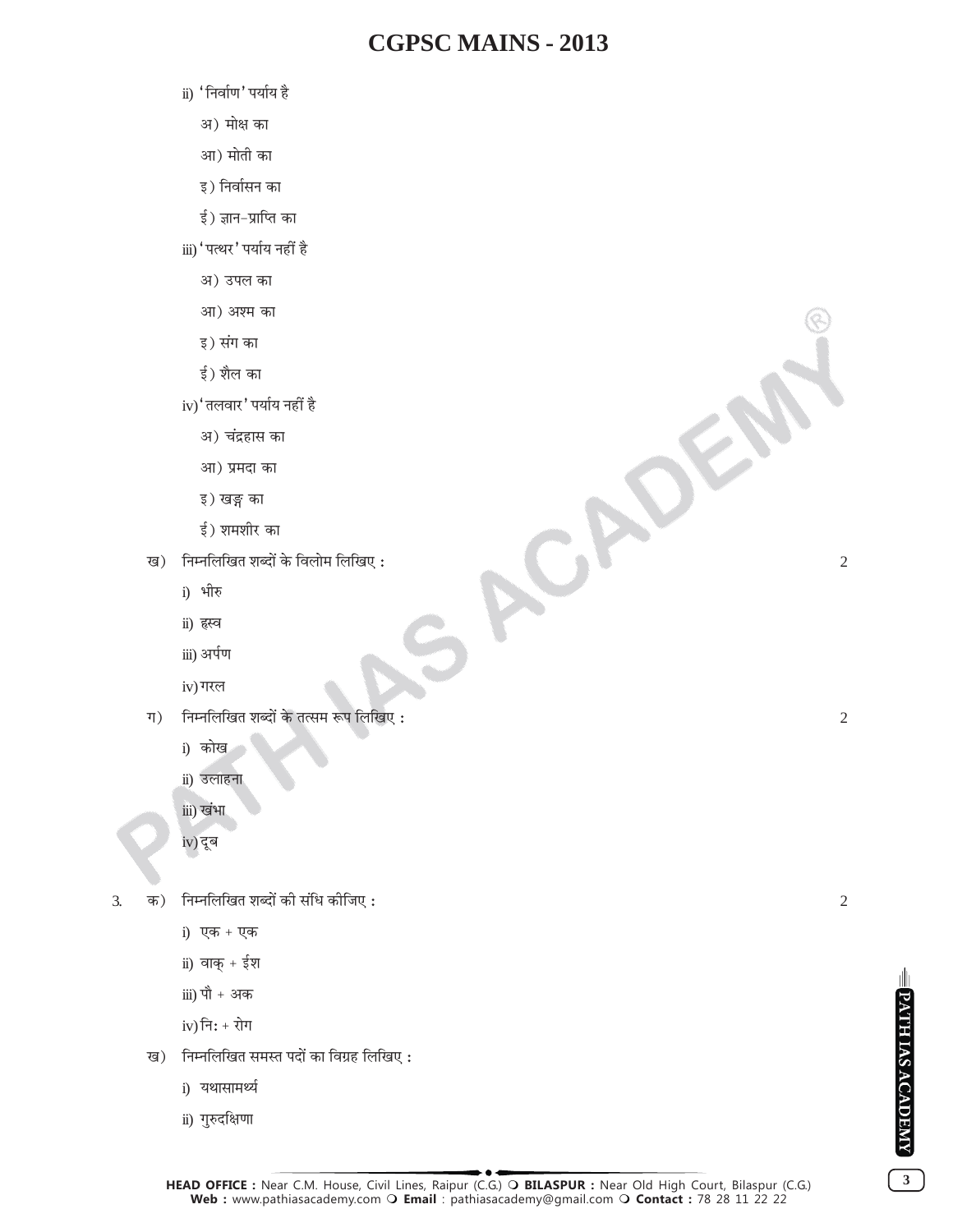ii) 'निर्वाण' पर्याय है

अ) मोक्ष का

आ) मोती का

इ) निर्वासन का

ई) ज्ञान-प्राप्ति का

iii) 'पत्थर' पर्याय नहीं है

अ) उपल का

आ) अश्म का

इ) संग का

ई) शैल का

iv) 'तलवार' पर्याय नहीं है

अ) चंद्रहास का

आ) प्रमदा का

इ) खड्ग का

ई) शमशीर का

ख) निम्नलिखित शब्दों के विलोम लिखिए : 2

i) भीरु

ii) ह्रस्व

iii) अर्पण

iv) गरल

ग) निम्नलिखित शब्दों के तत्सम रूप लिखिए : 2

i) कोख

ii) उलाहना

iii) खंभा

iv) दूब

3. क) निम्नलिखित शब्दों की संधि कीजिए : 2

i) एक + एक

ii) वाक् + ईश

iii) पौ + अक

iv) निः + रोग

ख) निम्नलिखित समस्त पदों का विग्रह लिखिए :

i) यथासामर्थ्य

ii) गुरुदक्षिणा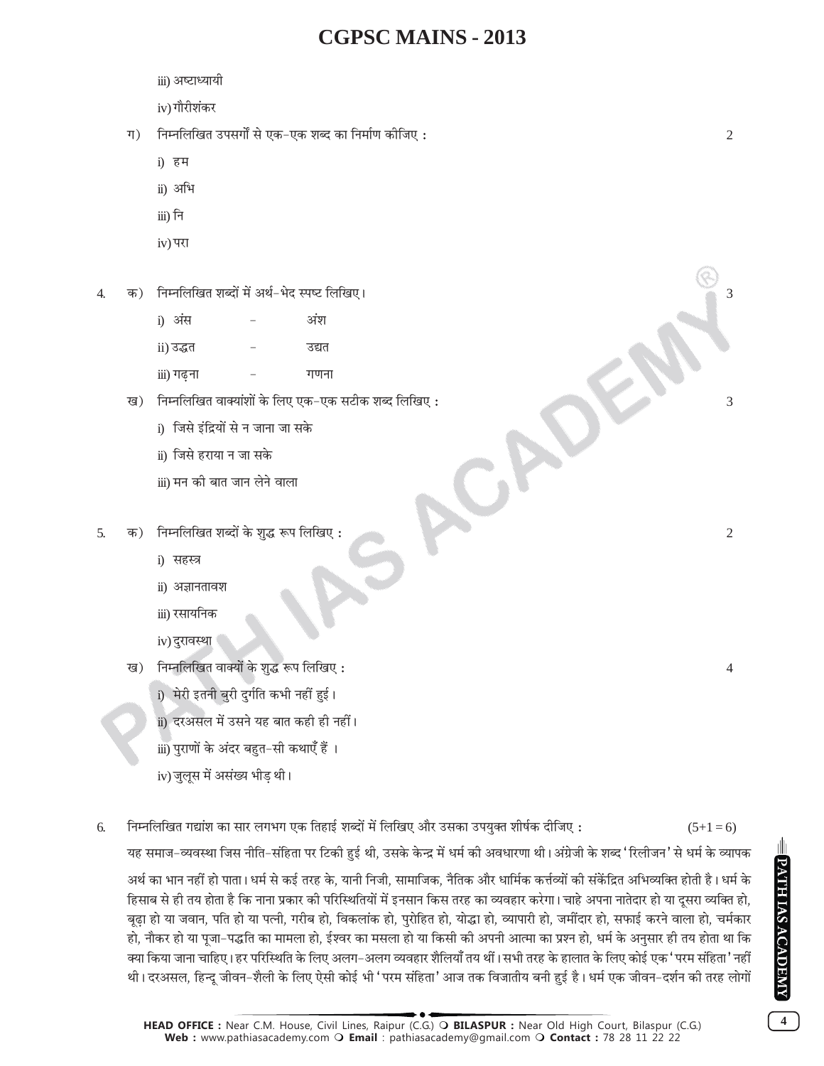iii) अष्टाध्यायी

iv) गौरीशंकर

ग) निम्नलिखित उपसर्गों से एक-एक शब्द का निर्माण कीजिए : 2

i) हम

ii) अभि

iii) नि

iv) परा

4. क) निम्नलिखित शब्दों में अर्थ-भेद स्पष्ट लिखिए। 3

i) अंस - अंश

ii) उद्धत - उद्यत

iii) गढ़ना - गणना

ख) निम्नलिखित वाक्यांशों के लिए एक-एक सटीक शब्द लिखिए : 3

i) जिसे इंद्रियों से न जाना जा सके

ii) जिसे हराया न जा सके

iii) मन की बात जान लेने वाला

5. क) निम्नलिखित शब्दों के शुद्ध रूप लिखिए : 2

i) सहस्त्र

ii) अज्ञानतावश

iii) रसायनिक

iv) दुरावस्था

ख) निम्नलिखित वाक्यों के शुद्ध रूप लिखिए : 4

i) मेरी इतनी बुरी दुर्गति कभी नहीं हुई।

ii) दरअसल में उसने यह बात कही ही नहीं।

iii) पुराणों के अंदर बहुत-सी कथाएँ हैं ।

iv) जुलूस में असंख्य भीड़ थी।

6. निम्नलिखित गद्यांश का सार लगभग एक तिहाई शब्दों में लिखिए और उसका उपयुक्त शीर्षक दीजिए : (5+1 = 6)

यह समाज-व्यवस्था जिस नीति-संहिता पर टिकी हुई थी, उसके केन्द्र में धर्म की अवधारणा थी। अंग्रेजी के शब्द 'रिलीजन' से धर्म के व्यापक अर्थ का भान नहीं हो पाता। धर्म से कई तरह के, यानी निजी, सामाजिक, नैतिक और धार्मिक कर्त्तव्यों की संकेंद्रित अभिव्यक्ति होती है। धर्म के हिसाब से ही तय होता है कि नाना प्रकार की परिस्थितियों में इनसान किस तरह का व्यवहार करेगा। चाहे अपना नातेदार हो या दूसरा व्यक्ति हो, बूढ़ा हो या जवान, पति हो या पत्नी, गरीब हो, विकलांक हो, पुरोहित हो, योद्धा हो, व्यापारी हो, जमींदार हो, सफाई करने वाला हो, चर्मकार हो, नौकर हो या पूजा-पद्धति का मामला हो, ईश्वर का मसला हो या किसी की अपनी आत्मा का प्रश्न हो, धर्म के अनुसार ही तय होता था कि क्या किया जाना चाहिए। हर परिस्थिति के लिए अलग-अलग व्यवहार शैलियाँ तय थीं। सभी तरह के हालात के लिए कोई एक 'परम संहिता' नहीं थी। दरअसल, हिन्दू जीवन-शैली के लिए ऐसी कोई भी 'परम संहिता' आज तक विजातीय बनी हुई है। धर्म एक जीवन-दर्शन की तरह लोगों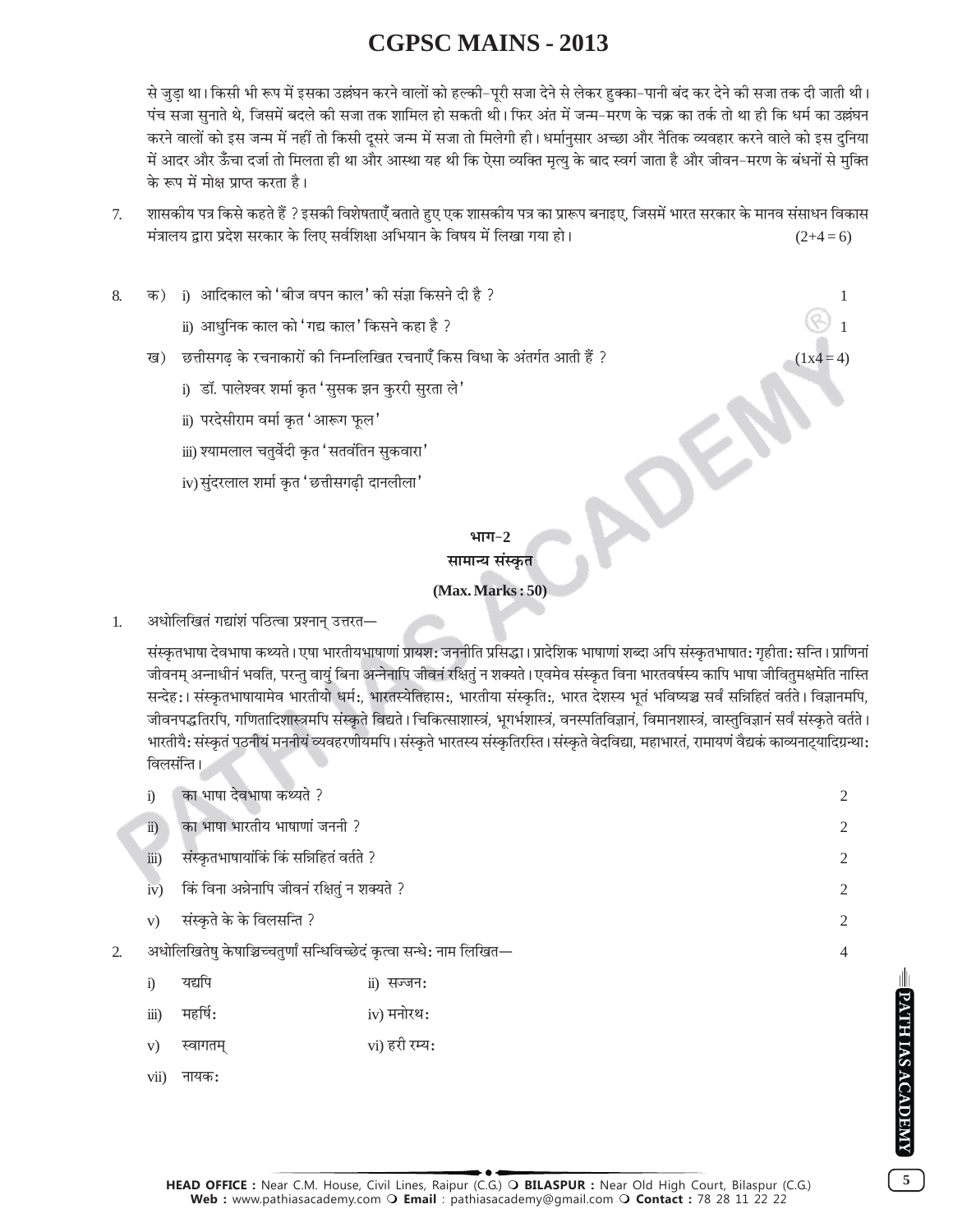से जुड़ा था। किसी भी रूप में इसका उल्लंघन करने वालों को हल्की-पूरी सजा देने से लेकर हुक्का-पानी बंद कर देने की सजा तक दी जाती थी। पंच सजा सुनाते थे, जिसमें बदले की सजा तक शामिल हो सकती थी। फिर अंत में जन्म-मरण के चक्र का तर्क तो था ही कि धर्म का उल्लंघन करने वालों को इस जन्म में नहीं तो किसी दूसरे जन्म में सजा तो मिलेगी ही। धर्मानुसार अच्छा और नैतिक व्यवहार करने वाले को इस दुनिया में आदर और ऊँचा दर्जा तो मिलता ही था और आस्था यह थी कि ऐसा व्यक्ति मृत्यु के बाद स्वर्ग जाता है और जीवन-मरण के बंधनों से मुक्ति के रूप में मोक्ष प्राप्त करता है।

7. शासकीय पत्र किसे कहते हैं ? इसकी विशेषताएँ बताते हुए एक शासकीय पत्र का प्रारूप बनाइए, जिसमें भारत सरकार के मानव संसाधन विकास मंत्रालय द्वारा प्रदेश सरकार के लिए सर्वशिक्षा अभियान के विषय में लिखा गया हो। (2+4 = 6)

8. क) i) आदिकाल को 'बीज वपन काल' की संज्ञा किसने दी है ? 1

   ii) आधुनिक काल को 'गद्य काल' किसने कहा है ? 1

   ख) छत्तीसगढ़ के रचनाकारों की निम्नलिखित रचनाएँ किस विधा के अंतर्गत आती हैं ? (1x4 = 4)

   i) डॉ. पालेश्वर शर्मा कृत 'सुसक झन कुररी सुरता ले'

   ii) परदेसीराम वर्मा कृत 'आरूग फूल'

   iii) श्यामलाल चतुर्वेदी कृत 'सतवंतिन सुकवारा'

   iv) सुंदरलाल शर्मा कृत 'छत्तीसगढ़ी दानलीला'

## भाग-2
## सामान्य संस्कृत

**(Max. Marks : 50)**

1. अधोलिखितं गद्यांशं पठित्वा प्रश्नान् उत्तरत—

संस्कृतभाषा देवभाषा कथ्यते। एषा भारतीयभाषाणां प्रायशः जननीति प्रसिद्धा। प्रादेशिक भाषाणां शब्दा अपि संस्कृतभाषातः गृहीताः सन्ति। प्राणिनां जीवनम् अन्नाधीनं भवति, परन्तु वायुं बिना अन्नेनापि जीवनं रक्षितुं न शक्यते। एवमेव संस्कृत विना भारतवर्षस्य कापि भाषा जीवितुमक्षमेति नास्ति सन्देहः। संस्कृतभाषायामेव भारतीयो धर्मः, भारतस्येतिहासः, भारतीया संस्कृतिः, भारत देशस्य भूतं भविष्यञ्च सर्वं सन्निहितं वर्तते। विज्ञानमपि, जीवनपद्धतिरपि, गणितादिशास्त्रमपि संस्कृते विद्यते। चिकित्साशास्त्रं, भूगर्भशास्त्रं, वनस्पतिविज्ञानं, विमानशास्त्रं, वास्तुविज्ञानं सर्वं संस्कृते वर्तते। भारतीयैः संस्कृतं पठनीयं मननीयं व्यवहरणीयमपि। संस्कृते भारतस्य संस्कृतिरस्ति। संस्कृते वेदविद्या, महाभारतं, रामायणं वैद्यकं काव्यनाट्यादिग्रन्थाः विलसंन्ति।

   i) का भाषा देवभाषा कथ्यते ? 2

   ii) का भाषा भारतीय भाषाणां जननी ? 2

   iii) संस्कृतभाषायांकिं किं सन्निहितं वर्तते ? 2

   iv) किं विना अन्नेनापि जीवनं रक्षितुं न शक्यते ? 2

   v) संस्कृते के के विलसन्ति ? 2

2. अधोलिखितेषु केषाञ्चिच्चतुर्णां सन्धिविच्छेदं कृत्वा सन्धेः नाम लिखित— 4

   i) यद्यपि ii) सज्जनः

   iii) महर्षिः iv) मनोरथः

   v) स्वागतम् vi) हरी रम्यः

   vii) नायकः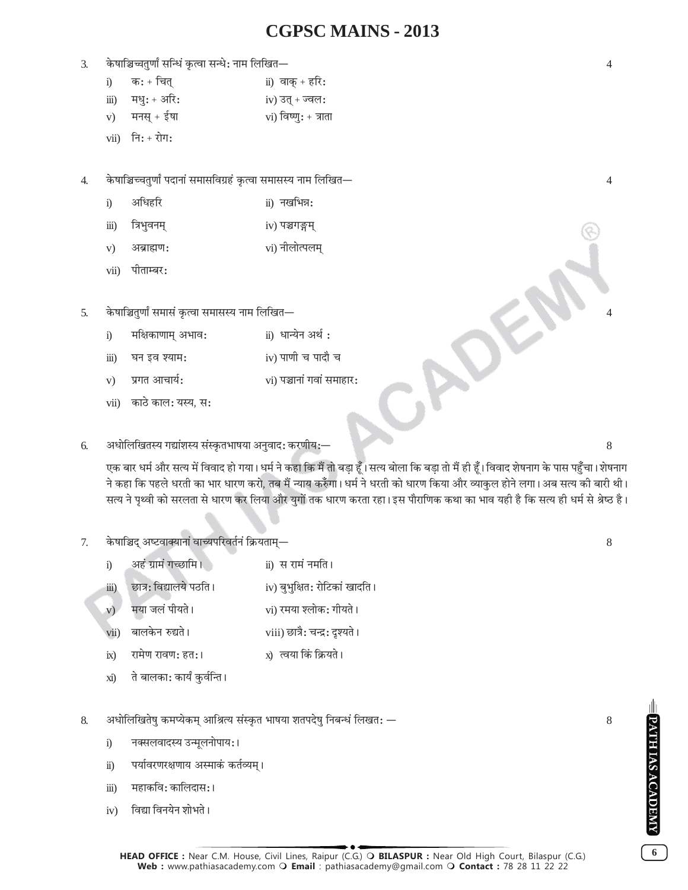## CGPSC MAINS - 2013

3. केषाञ्चिच्चतुर्णां सन्धिं कृत्वा सन्धेः नाम लिखित— 4

   i) कः + चित्  ii) वाक् + हरिः
   iii) मधुः + अरिः  iv) उत् + ज्वलः
   v) मनस् + ईषा  vi) विष्णुः + त्राता
   vii) निः + रोगः

4. केषाञ्चिच्चतुर्णां पदानां समासविग्रहं कृत्वा समासस्य नाम लिखित— 4

   i) अधिहरि  ii) नखभिन्नः
   iii) त्रिभुवनम्  iv) पञ्चगङ्गम्
   v) अब्राह्मणः  vi) नीलोत्पलम्
   vii) पीताम्बरः

5. केषाञ्चितुर्णां समासं कृत्वा समासस्य नाम लिखित— 4

   i) मक्षिकाणाम् अभावः  ii) धान्येन अर्थ :
   iii) घन इव श्यामः  iv) पाणी च पादौ च
   v) प्रगत आचार्यः  vi) पञ्चानां गवां समाहारः
   vii) काठे कालः यस्य, सः

6. अधोलिखितस्य गद्यांशस्य संस्कृतभाषया अनुवादः करणीयः— 8

   एक बार धर्म और सत्य में विवाद हो गया। धर्म ने कहा कि मैं तो बड़ा हूँ। सत्य बोला कि बड़ा तो मैं ही हूँ। विवाद शेषनाग के पास पहुँचा। शेषनाग ने कहा कि पहले धरती का भार धारण करो, तब मैं न्याय करुँगा। धर्म ने धरती को धारण किया और व्याकुल होने लगा। अब सत्य की बारी थी। सत्य ने पृथ्वी को सरलता से धारण कर लिया और युगों तक धारण करता रहा। इस पौराणिक कथा का भाव यही है कि सत्य ही धर्म से श्रेष्ठ है।

7. केषाञ्चिद् अष्टवाक्यानां वाच्यपरिवर्तनं क्रियताम्— 8

   i) अहं ग्रामं गच्छामि।  ii) स रामं नमति।
   iii) छात्रः विद्यालये पठति।  iv) बुभुक्षितः रोटिकां खादति।
   v) मया जलं पीयते।  vi) रमया श्लोकः गीयते।
   vii) बालकेन रुद्यते।  viii) छात्रैः चन्द्रः दृश्यते।
   ix) रामेण रावणः हतः।  x) त्वया किं क्रियते।
   xi) ते बालकाः कार्यं कुर्वन्ति।

8. अधोलिखितेषु कमप्येकम् आश्रित्य संस्कृत भाषया शतपदेषु निबन्धं लिखतः — 8

   i) नक्सलवादस्य उन्मूलनोपायः।
   ii) पर्यावरणरक्षणाय अस्माकं कर्तव्यम्।
   iii) महाकविः कालिदासः।
   iv) विद्या विनयेन शोभते।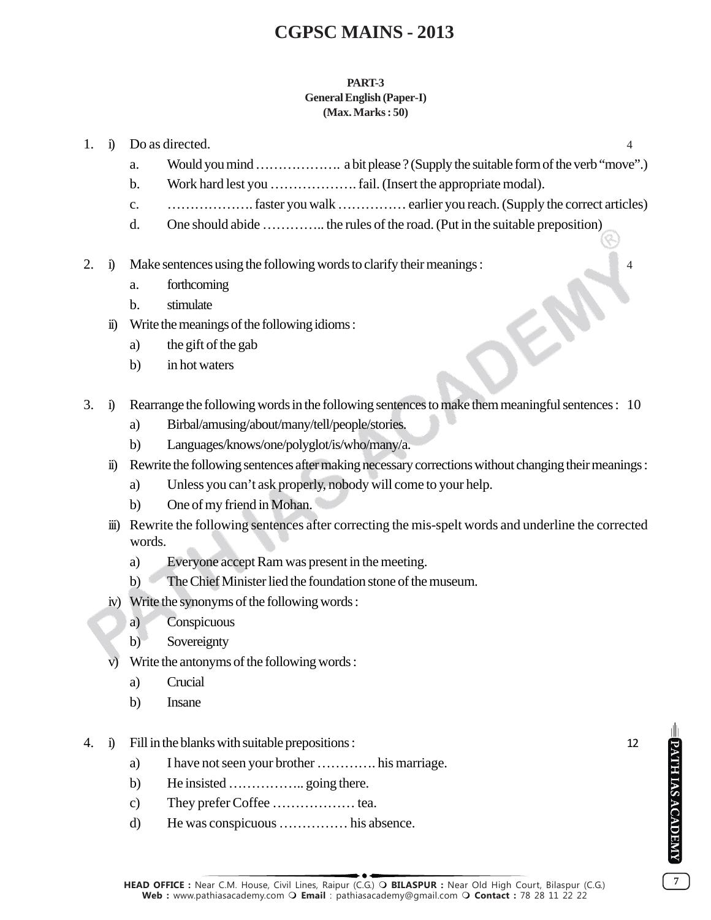# CGPSC MAINS - 2013

**PART-3**
**General English (Paper-I)**
**(Max. Marks : 50)**

1. i) Do as directed. 4
   - a. Would you mind ………………. a bit please ? (Supply the suitable form of the verb "move".)
   - b. Work hard lest you ………………. fail. (Insert the appropriate modal).
   - c. ………………. faster you walk …………… earlier you reach. (Supply the correct articles)
   - d. One should abide ………….. the rules of the road. (Put in the suitable preposition)

2. i) Make sentences using the following words to clarify their meanings : 4
   - a. forthcoming
   - b. stimulate

   ii) Write the meanings of the following idioms :
   - a) the gift of the gab
   - b) in hot waters

3. i) Rearrange the following words in the following sentences to make them meaningful sentences : 10
   - a) Birbal/amusing/about/many/tell/people/stories.
   - b) Languages/knows/one/polyglot/is/who/many/a.

   ii) Rewrite the following sentences after making necessary corrections without changing their meanings :
   - a) Unless you can't ask properly, nobody will come to your help.
   - b) One of my friend in Mohan.

   iii) Rewrite the following sentences after correcting the mis-spelt words and underline the corrected words.
   - a) Everyone accept Ram was present in the meeting.
   - b) The Chief Minister lied the foundation stone of the museum.

   iv) Write the synonyms of the following words :
   - a) Conspicuous
   - b) Sovereignty

   v) Write the antonyms of the following words :
   - a) Crucial
   - b) Insane

4. i) Fill in the blanks with suitable prepositions : 12
   - a) I have not seen your brother …………. his marriage.
   - b) He insisted …………….. going there.
   - c) They prefer Coffee ……………… tea.
   - d) He was conspicuous …………… his absence.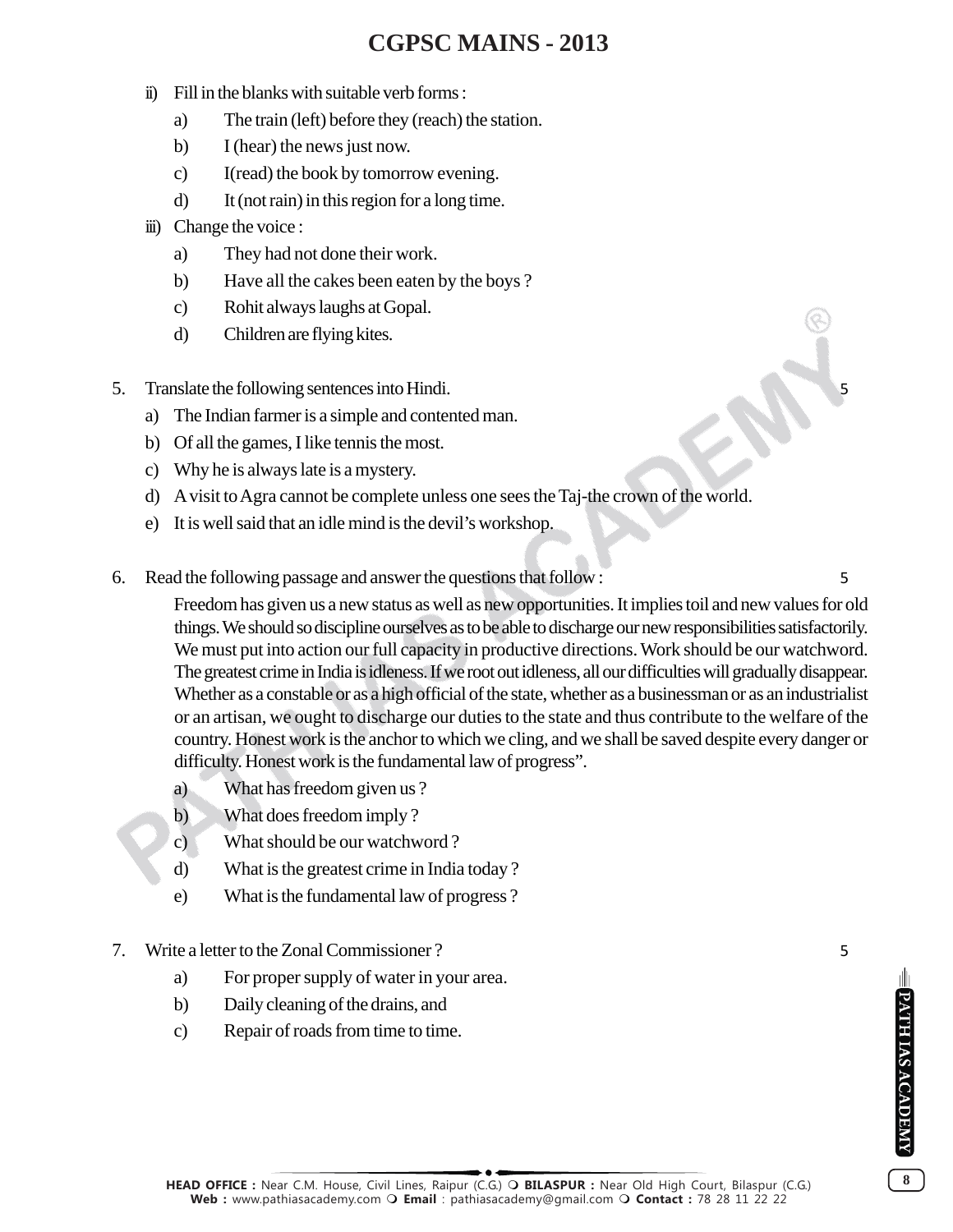ii) Fill in the blanks with suitable verb forms :

a) The train (left) before they (reach) the station.

b) I (hear) the news just now.

c) I(read) the book by tomorrow evening.

d) It (not rain) in this region for a long time.

iii) Change the voice :

a) They had not done their work.

b) Have all the cakes been eaten by the boys ?

c) Rohit always laughs at Gopal.

d) Children are flying kites.

5. Translate the following sentences into Hindi. 5

a) The Indian farmer is a simple and contented man.

b) Of all the games, I like tennis the most.

c) Why he is always late is a mystery.

d) A visit to Agra cannot be complete unless one sees the Taj-the crown of the world.

e) It is well said that an idle mind is the devil's workshop.

6. Read the following passage and answer the questions that follow : 5

Freedom has given us a new status as well as new opportunities. It implies toil and new values for old things. We should so discipline ourselves as to be able to discharge our new responsibilities satisfactorily. We must put into action our full capacity in productive directions. Work should be our watchword. The greatest crime in India is idleness. If we root out idleness, all our difficulties will gradually disappear. Whether as a constable or as a high official of the state, whether as a businessman or as an industrialist or an artisan, we ought to discharge our duties to the state and thus contribute to the welfare of the country. Honest work is the anchor to which we cling, and we shall be saved despite every danger or difficulty. Honest work is the fundamental law of progress".

a) What has freedom given us ?

b) What does freedom imply ?

c) What should be our watchword ?

d) What is the greatest crime in India today ?

e) What is the fundamental law of progress ?

7. Write a letter to the Zonal Commissioner ? 5

a) For proper supply of water in your area.

b) Daily cleaning of the drains, and

c) Repair of roads from time to time.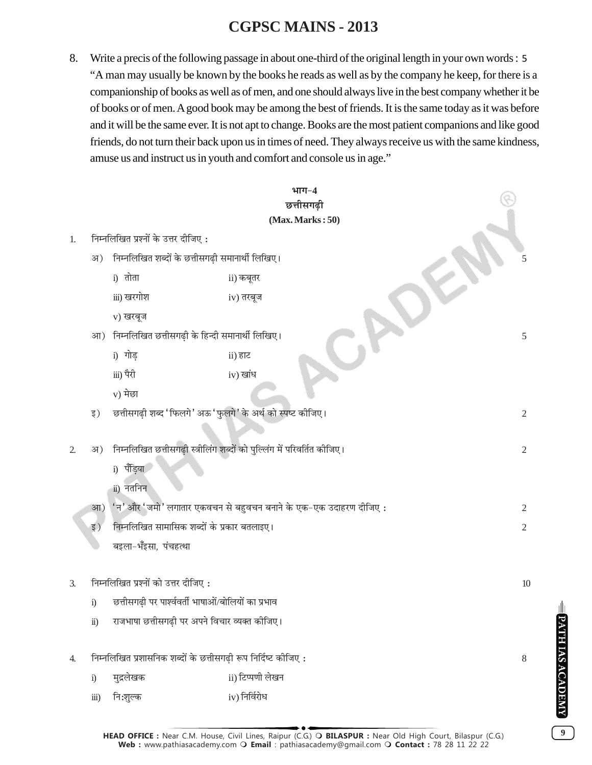8. Write a precis of the following passage in about one-third of the original length in your own words : 5

"A man may usually be known by the books he reads as well as by the company he keep, for there is a companionship of books as well as of men, and one should always live in the best company whether it be of books or of men. A good book may be among the best of friends. It is the same today as it was before and it will be the same ever. It is not apt to change. Books are the most patient companions and like good friends, do not turn their back upon us in times of need. They always receive us with the same kindness, amuse us and instruct us in youth and comfort and console us in age."

## भाग-4
## छत्तीसगढ़ी
**(Max. Marks : 50)**

1. निम्नलिखित प्रश्नों के उत्तर दीजिए :

   अ) निम्नलिखित शब्दों के छत्तीसगढ़ी समानार्थी लिखिए। 5

   i) तोता ii) कबूतर

   iii) खरगोश iv) तरबूज

   v) खरबूज

   आ) निम्नलिखित छत्तीसगढ़ी के हिन्दी समानार्थी लिखिए। 5

   i) गोड़ ii) हाट

   iii) पैरी iv) खांध

   v) मेछा

   इ) छत्तीसगढ़ी शब्द 'फिलगे' अऊ 'फुलगे' के अर्थ को स्पष्ट कीजिए। 2

2. अ) निम्नलिखित छत्तीसगढ़ी स्त्रीलिंग शब्दों को पुल्लिंग में परिवर्तित कीजिए। 2

   i) पँड़िया

   ii) नतनिन

   आ) 'न' और 'जमो' लगातार एकवचन से बहुवचन बनाने के एक-एक उदाहरण दीजिए : 2

   इ) निम्नलिखित सामासिक शब्दों के प्रकार बतलाइए। 2

   बइला-भँइसा, पंचहत्था

3. निम्नलिखित प्रश्नों को उत्तर दीजिए : 10

   i) छत्तीसगढ़ी पर पार्श्ववर्ती भाषाओं/बोलियों का प्रभाव

   ii) राजभाषा छत्तीसगढ़ी पर अपने विचार व्यक्त कीजिए।

4. निम्नलिखित प्रशासनिक शब्दों के छत्तीसगढ़ी रूप निर्दिष्ट कीजिए : 8

   i) मुद्रलेखक ii) टिप्पणी लेखन

   iii) नि:शुल्क iv) निर्विरोध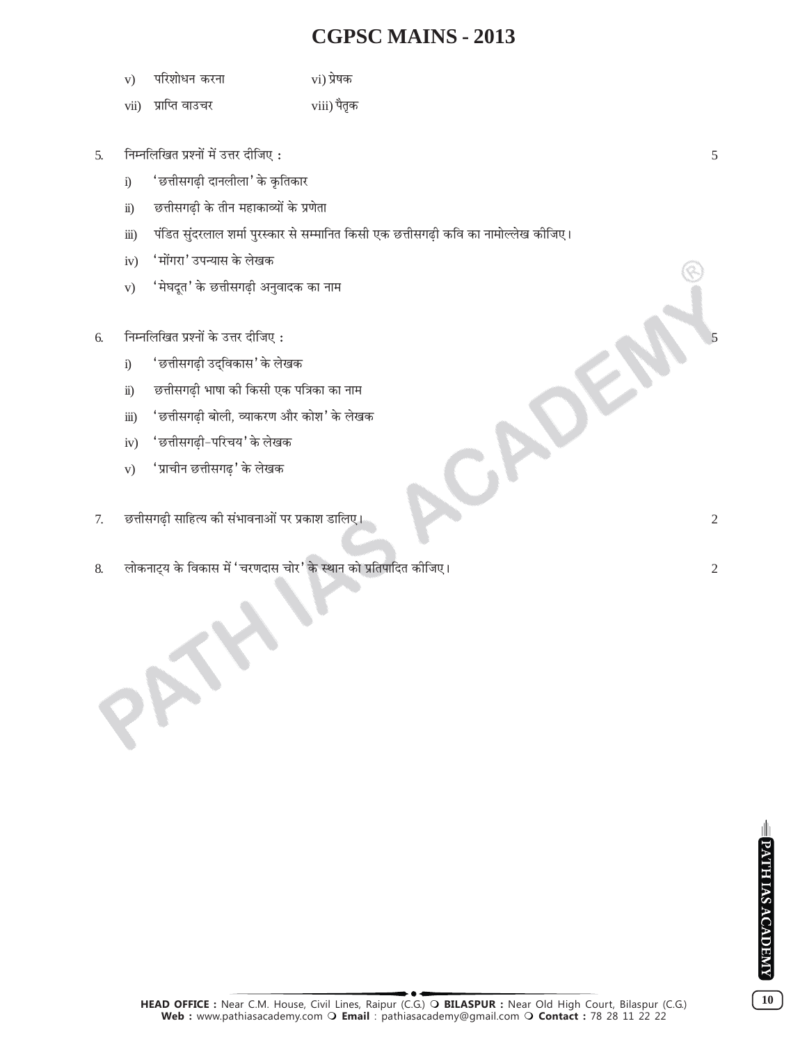v) परिशोधन करना &nbsp;&nbsp;&nbsp;&nbsp; vi) प्रेषक

vii) प्राप्ति वाउचर &nbsp;&nbsp;&nbsp;&nbsp; viii) पैतृक

5. निम्नलिखित प्रश्नों में उत्तर दीजिए : &nbsp;&nbsp;&nbsp;&nbsp; 5

   i) 'छत्तीसगढ़ी दानलीला' के कृतिकार

   ii) छत्तीसगढ़ी के तीन महाकाव्यों के प्रणेता

   iii) पंडित सुंदरलाल शर्मा पुरस्कार से सम्मानित किसी एक छत्तीसगढ़ी कवि का नामोल्लेख कीजिए।

   iv) 'मोंगरा' उपन्यास के लेखक

   v) 'मेघदूत' के छत्तीसगढ़ी अनुवादक का नाम

6. निम्नलिखित प्रश्नों के उत्तर दीजिए : &nbsp;&nbsp;&nbsp;&nbsp; 5

   i) 'छत्तीसगढ़ी उद्‌विकास' के लेखक

   ii) छत्तीसगढ़ी भाषा की किसी एक पत्रिका का नाम

   iii) 'छत्तीसगढ़ी बोली, व्याकरण और कोश' के लेखक

   iv) 'छत्तीसगढ़ी-परिचय' के लेखक

   v) 'प्राचीन छत्तीसगढ़' के लेखक

7. छत्तीसगढ़ी साहित्य की संभावनाओं पर प्रकाश डालिए। &nbsp;&nbsp;&nbsp;&nbsp; 2

8. लोकनाट्य के विकास में 'चरणदास चोर' के स्थान को प्रतिपादित कीजिए। &nbsp;&nbsp;&nbsp;&nbsp; 2